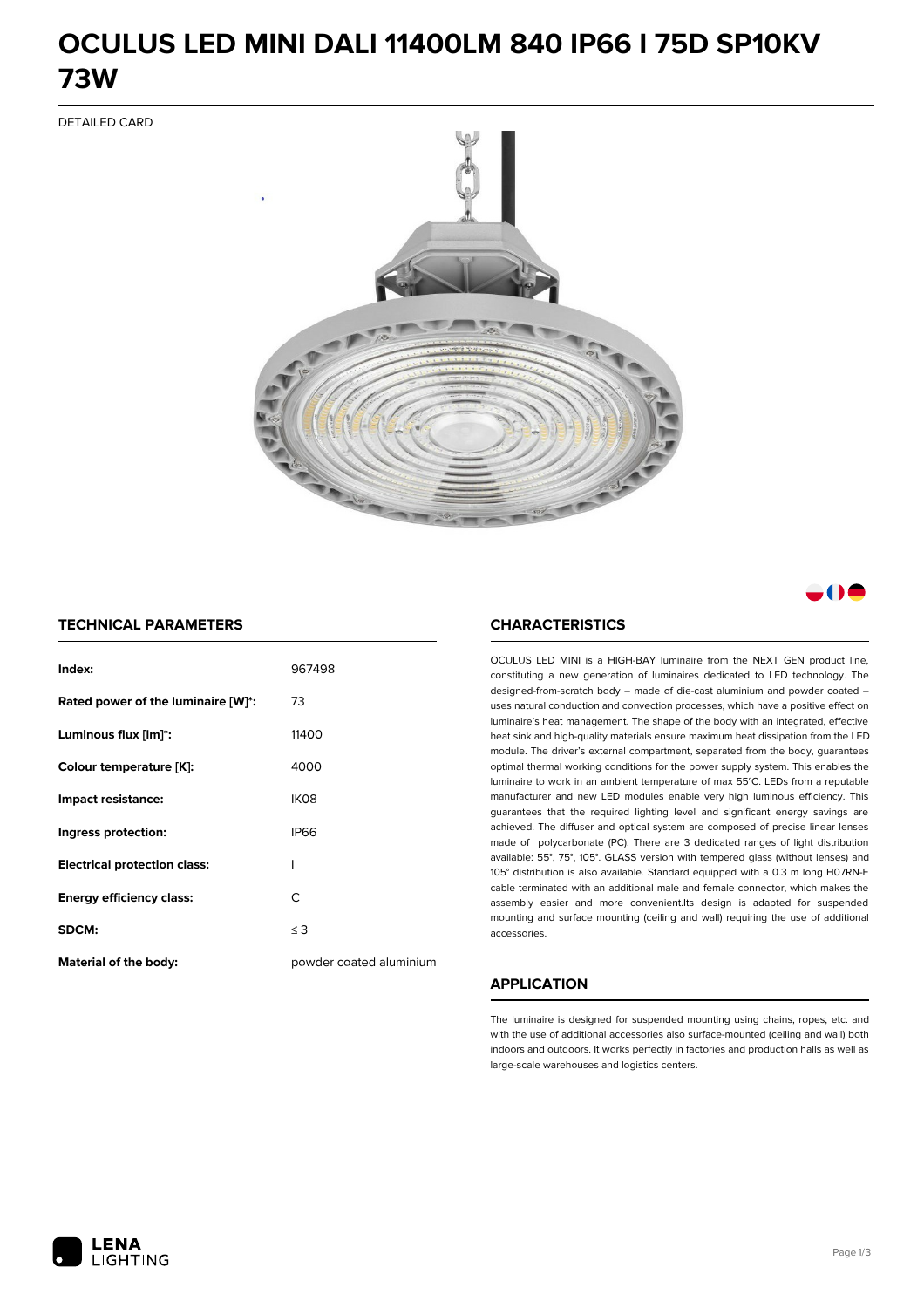# OCULUS LED MINI DALI 11400LM 840 IP66 I 75D SP10KV 73W

DETAILED CARD

## TECHNICAL PARAMETERS

| | |
|---|---|
| **Index:** | 967498 |
| **Rated power of the luminaire [W]*:** | 73 |
| **Luminous flux [lm]*:** | 11400 |
| **Colour temperature [K]:** | 4000 |
| **Impact resistance:** | IK08 |
| **Ingress protection:** | IP66 |
| **Electrical protection class:** | I |
| **Energy efficiency class:** | C |
| **SDCM:** | ≤ 3 |
| **Material of the body:** | powder coated aluminium |

## CHARACTERISTICS

OCULUS LED MINI is a HIGH-BAY luminaire from the NEXT GEN product line, constituting a new generation of luminaires dedicated to LED technology. The designed-from-scratch body – made of die-cast aluminium and powder coated – uses natural conduction and convection processes, which have a positive effect on luminaire's heat management. The shape of the body with an integrated, effective heat sink and high-quality materials ensure maximum heat dissipation from the LED module. The driver's external compartment, separated from the body, guarantees optimal thermal working conditions for the power supply system. This enables the luminaire to work in an ambient temperature of max 55°C. LEDs from a reputable manufacturer and new LED modules enable very high luminous efficiency. This guarantees that the required lighting level and significant energy savings are achieved. The diffuser and optical system are composed of precise linear lenses made of polycarbonate (PC). There are 3 dedicated ranges of light distribution available: 55°, 75°, 105°. GLASS version with tempered glass (without lenses) and 105° distribution is also available. Standard equipped with a 0.3 m long H07RN-F cable terminated with an additional male and female connector, which makes the assembly easier and more convenient.Its design is adapted for suspended mounting and surface mounting (ceiling and wall) requiring the use of additional accessories.

## APPLICATION

The luminaire is designed for suspended mounting using chains, ropes, etc. and with the use of additional accessories also surface-mounted (ceiling and wall) both indoors and outdoors. It works perfectly in factories and production halls as well as large-scale warehouses and logistics centers.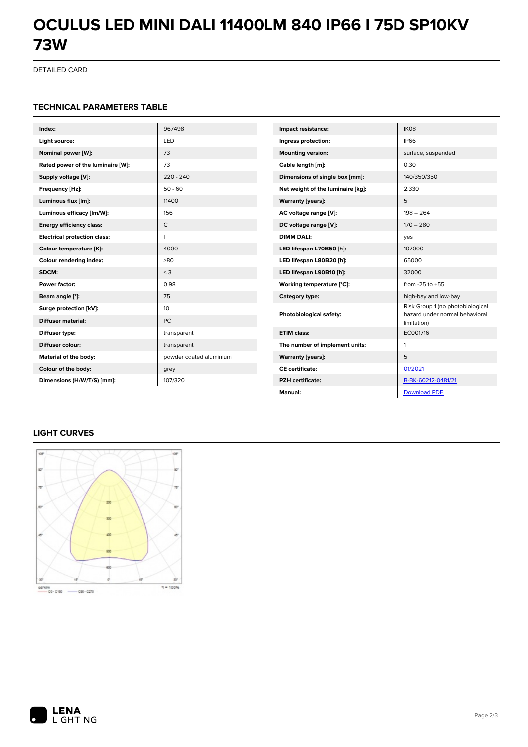# OCULUS LED MINI DALI 11400LM 840 IP66 I 75D SP10KV 73W

DETAILED CARD

## TECHNICAL PARAMETERS TABLE

| | |
|---|---|
| **Index:** | 967498 |
| **Light source:** | LED |
| **Nominal power [W]:** | 73 |
| **Rated power of the luminaire [W]:** | 73 |
| **Supply voltage [V]:** | 220 - 240 |
| **Frequency [Hz]:** | 50 - 60 |
| **Luminous flux [lm]:** | 11400 |
| **Luminous efficacy [lm/W]:** | 156 |
| **Energy efficiency class:** | C |
| **Electrical protection class:** | I |
| **Colour temperature [K]:** | 4000 |
| **Colour rendering index:** | >80 |
| **SDCM:** | ≤ 3 |
| **Power factor:** | 0.98 |
| **Beam angle [°]:** | 75 |
| **Surge protection [kV]:** | 10 |
| **Diffuser material:** | PC |
| **Diffuser type:** | transparent |
| **Diffuser colour:** | transparent |
| **Material of the body:** | powder coated aluminium |
| **Colour of the body:** | grey |
| **Dimensions (H/W/T/S) [mm]:** | 107/320 |

| | |
|---|---|
| **Impact resistance:** | IK08 |
| **Ingress protection:** | IP66 |
| **Mounting version:** | surface, suspended |
| **Cable length [m]:** | 0.30 |
| **Dimensions of single box [mm]:** | 140/350/350 |
| **Net weight of the luminaire [kg]:** | 2.330 |
| **Warranty [years]:** | 5 |
| **AC voltage range [V]:** | 198 – 264 |
| **DC voltage range [V]:** | 170 – 280 |
| **DIMM DALI:** | yes |
| **LED lifespan L70B50 [h]:** | 107000 |
| **LED lifespan L80B20 [h]:** | 65000 |
| **LED lifespan L90B10 [h]:** | 32000 |
| **Working temperature [°C]:** | from -25 to +55 |
| **Category type:** | high-bay and low-bay |
| **Photobiological safety:** | Risk Group 1 (no photobiological hazard under normal behavioral limitation) |
| **ETIM class:** | EC001716 |
| **The number of implement units:** | 1 |
| **Warranty [years]:** | 5 |
| **CE certificate:** | 01/2021 |
| **PZH certificate:** | B-BK-60212-0481/21 |
| **Manual:** | Download PDF |

## LIGHT CURVES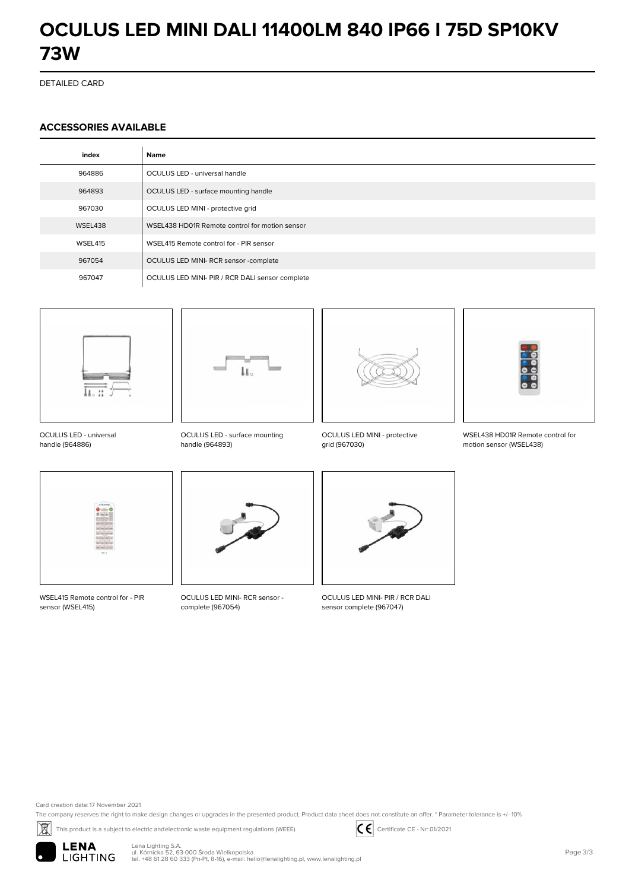# OCULUS LED MINI DALI 11400LM 840 IP66 I 75D SP10KV 73W

DETAILED CARD

### ACCESSORIES AVAILABLE

| index | Name |
|---|---|
| 964886 | OCULUS LED - universal handle |
| 964893 | OCULUS LED - surface mounting handle |
| 967030 | OCULUS LED MINI - protective grid |
| WSEL438 | WSEL438 HD01R Remote control for motion sensor |
| WSEL415 | WSEL415 Remote control for - PIR sensor |
| 967054 | OCULUS LED MINI- RCR sensor -complete |
| 967047 | OCULUS LED MINI- PIR / RCR DALI sensor complete |

OCULUS LED - universal handle (964886)

OCULUS LED - surface mounting handle (964893)

OCULUS LED MINI - protective grid (967030)

WSEL438 HD01R Remote control for motion sensor (WSEL438)

WSEL415 Remote control for - PIR sensor (WSEL415)

OCULUS LED MINI- RCR sensor - complete (967054)

OCULUS LED MINI- PIR / RCR DALI sensor complete (967047)

Card creation date: 17 November 2021

The company reserves the right to make design changes or upgrades in the presented product. Product data sheet does not constitute an offer. * Parameter tolerance is +/- 10%

This product is a subject to electric andelectronic waste equipment regulations (WEEE).

Certificate CE - Nr: 01/2021

Lena Lighting S.A.
ul. Kórnicka 52, 63-000 Środa Wielkopolska
tel. +48 61 28 60 333 (Pn-Pt, 8-16), e-mail: hello@lenalighting.pl, www.lenalighting.pl